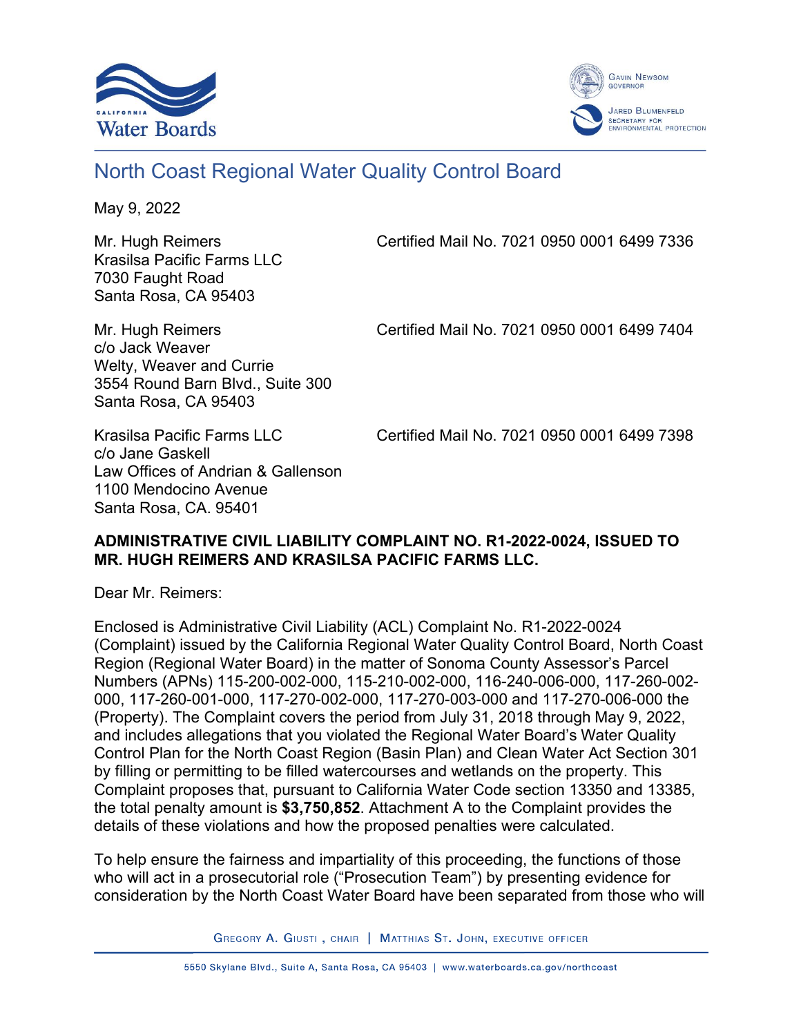California Water Boards

Gavin Newsom, Governor

Jared Blumenfeld, Secretary for Environmental Protection

# North Coast Regional Water Quality Control Board

May 9, 2022

Mr. Hugh Reimers
Krasilsa Pacific Farms LLC
7030 Faught Road
Santa Rosa, CA 95403

Certified Mail No. 7021 0950 0001 6499 7336

Mr. Hugh Reimers
c/o Jack Weaver
Welty, Weaver and Currie
3554 Round Barn Blvd., Suite 300
Santa Rosa, CA 95403

Certified Mail No. 7021 0950 0001 6499 7404

Krasilsa Pacific Farms LLC
c/o Jane Gaskell
Law Offices of Andrian & Gallenson
1100 Mendocino Avenue
Santa Rosa, CA. 95401

Certified Mail No. 7021 0950 0001 6499 7398

**ADMINISTRATIVE CIVIL LIABILITY COMPLAINT NO. R1-2022-0024, ISSUED TO MR. HUGH REIMERS AND KRASILSA PACIFIC FARMS LLC.**

Dear Mr. Reimers:

Enclosed is Administrative Civil Liability (ACL) Complaint No. R1-2022-0024 (Complaint) issued by the California Regional Water Quality Control Board, North Coast Region (Regional Water Board) in the matter of Sonoma County Assessor's Parcel Numbers (APNs) 115-200-002-000, 115-210-002-000, 116-240-006-000, 117-260-002-000, 117-260-001-000, 117-270-002-000, 117-270-003-000 and 117-270-006-000 the (Property). The Complaint covers the period from July 31, 2018 through May 9, 2022, and includes allegations that you violated the Regional Water Board's Water Quality Control Plan for the North Coast Region (Basin Plan) and Clean Water Act Section 301 by filling or permitting to be filled watercourses and wetlands on the property. This Complaint proposes that, pursuant to California Water Code section 13350 and 13385, the total penalty amount is **$3,750,852**. Attachment A to the Complaint provides the details of these violations and how the proposed penalties were calculated.

To help ensure the fairness and impartiality of this proceeding, the functions of those who will act in a prosecutorial role ("Prosecution Team") by presenting evidence for consideration by the North Coast Water Board have been separated from those who will

Gregory A. Giusti, Chair | Matthias St. John, Executive Officer

5550 Skylane Blvd., Suite A, Santa Rosa, CA 95403 | www.waterboards.ca.gov/northcoast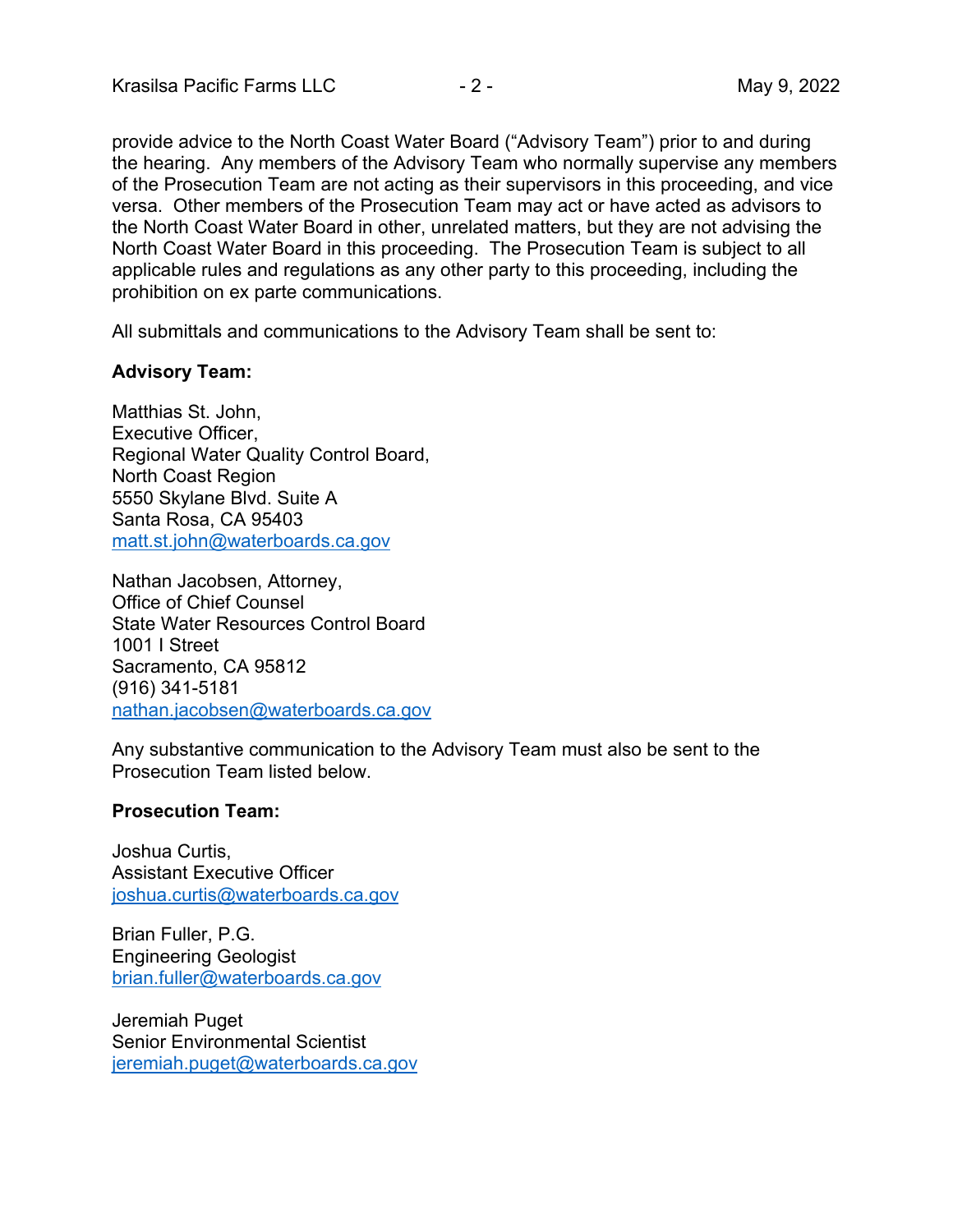provide advice to the North Coast Water Board ("Advisory Team") prior to and during the hearing. Any members of the Advisory Team who normally supervise any members of the Prosecution Team are not acting as their supervisors in this proceeding, and vice versa. Other members of the Prosecution Team may act or have acted as advisors to the North Coast Water Board in other, unrelated matters, but they are not advising the North Coast Water Board in this proceeding. The Prosecution Team is subject to all applicable rules and regulations as any other party to this proceeding, including the prohibition on ex parte communications.

All submittals and communications to the Advisory Team shall be sent to:

**Advisory Team:**

Matthias St. John,
Executive Officer,
Regional Water Quality Control Board,
North Coast Region
5550 Skylane Blvd. Suite A
Santa Rosa, CA 95403
matt.st.john@waterboards.ca.gov

Nathan Jacobsen, Attorney,
Office of Chief Counsel
State Water Resources Control Board
1001 I Street
Sacramento, CA 95812
(916) 341-5181
nathan.jacobsen@waterboards.ca.gov

Any substantive communication to the Advisory Team must also be sent to the Prosecution Team listed below.

**Prosecution Team:**

Joshua Curtis,
Assistant Executive Officer
joshua.curtis@waterboards.ca.gov

Brian Fuller, P.G.
Engineering Geologist
brian.fuller@waterboards.ca.gov

Jeremiah Puget
Senior Environmental Scientist
jeremiah.puget@waterboards.ca.gov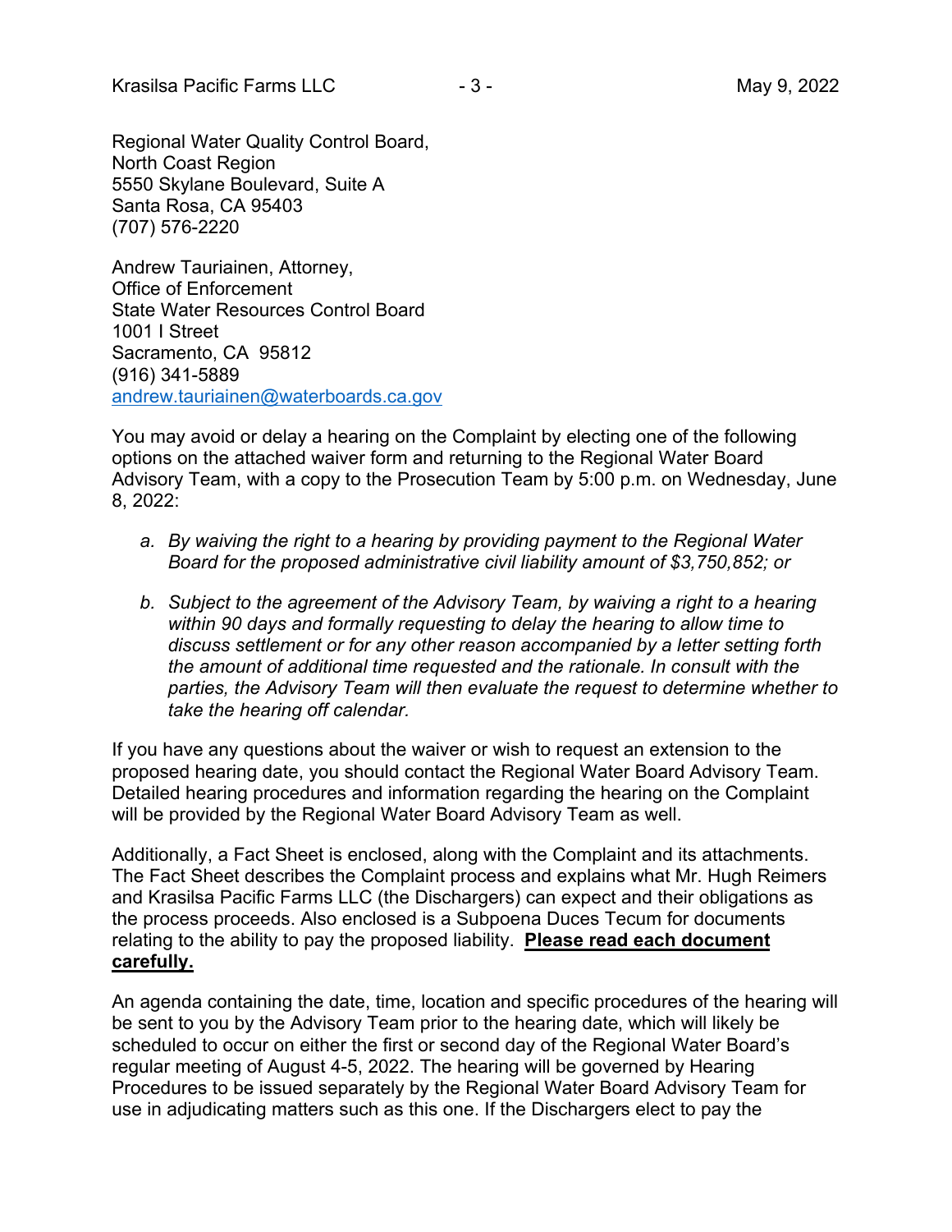Regional Water Quality Control Board,
North Coast Region
5550 Skylane Boulevard, Suite A
Santa Rosa, CA 95403
(707) 576-2220

Andrew Tauriainen, Attorney,
Office of Enforcement
State Water Resources Control Board
1001 I Street
Sacramento, CA 95812
(916) 341-5889
andrew.tauriainen@waterboards.ca.gov

You may avoid or delay a hearing on the Complaint by electing one of the following options on the attached waiver form and returning to the Regional Water Board Advisory Team, with a copy to the Prosecution Team by 5:00 p.m. on Wednesday, June 8, 2022:

- *a. By waiving the right to a hearing by providing payment to the Regional Water Board for the proposed administrative civil liability amount of $3,750,852; or*
- *b. Subject to the agreement of the Advisory Team, by waiving a right to a hearing within 90 days and formally requesting to delay the hearing to allow time to discuss settlement or for any other reason accompanied by a letter setting forth the amount of additional time requested and the rationale. In consult with the parties, the Advisory Team will then evaluate the request to determine whether to take the hearing off calendar.*

If you have any questions about the waiver or wish to request an extension to the proposed hearing date, you should contact the Regional Water Board Advisory Team. Detailed hearing procedures and information regarding the hearing on the Complaint will be provided by the Regional Water Board Advisory Team as well.

Additionally, a Fact Sheet is enclosed, along with the Complaint and its attachments. The Fact Sheet describes the Complaint process and explains what Mr. Hugh Reimers and Krasilsa Pacific Farms LLC (the Dischargers) can expect and their obligations as the process proceeds. Also enclosed is a Subpoena Duces Tecum for documents relating to the ability to pay the proposed liability. **Please read each document carefully.**

An agenda containing the date, time, location and specific procedures of the hearing will be sent to you by the Advisory Team prior to the hearing date, which will likely be scheduled to occur on either the first or second day of the Regional Water Board's regular meeting of August 4-5, 2022. The hearing will be governed by Hearing Procedures to be issued separately by the Regional Water Board Advisory Team for use in adjudicating matters such as this one. If the Dischargers elect to pay the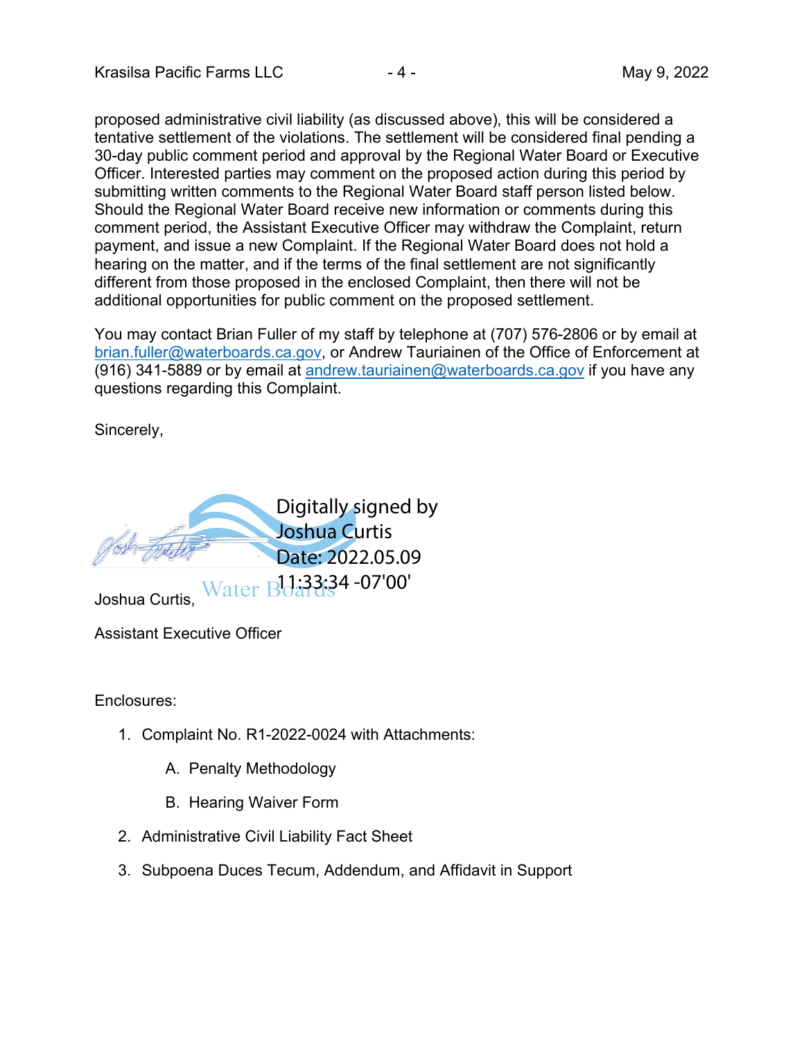proposed administrative civil liability (as discussed above), this will be considered a tentative settlement of the violations. The settlement will be considered final pending a 30-day public comment period and approval by the Regional Water Board or Executive Officer. Interested parties may comment on the proposed action during this period by submitting written comments to the Regional Water Board staff person listed below. Should the Regional Water Board receive new information or comments during this comment period, the Assistant Executive Officer may withdraw the Complaint, return payment, and issue a new Complaint. If the Regional Water Board does not hold a hearing on the matter, and if the terms of the final settlement are not significantly different from those proposed in the enclosed Complaint, then there will not be additional opportunities for public comment on the proposed settlement.

You may contact Brian Fuller of my staff by telephone at (707) 576-2806 or by email at brian.fuller@waterboards.ca.gov, or Andrew Tauriainen of the Office of Enforcement at (916) 341-5889 or by email at andrew.tauriainen@waterboards.ca.gov if you have any questions regarding this Complaint.

Sincerely,

Digitally signed by Joshua Curtis
Date: 2022.05.09 11:33:34 -07'00'

Joshua Curtis,

Assistant Executive Officer

Enclosures:

1. Complaint No. R1-2022-0024 with Attachments:

   A. Penalty Methodology

   B. Hearing Waiver Form

2. Administrative Civil Liability Fact Sheet

3. Subpoena Duces Tecum, Addendum, and Affidavit in Support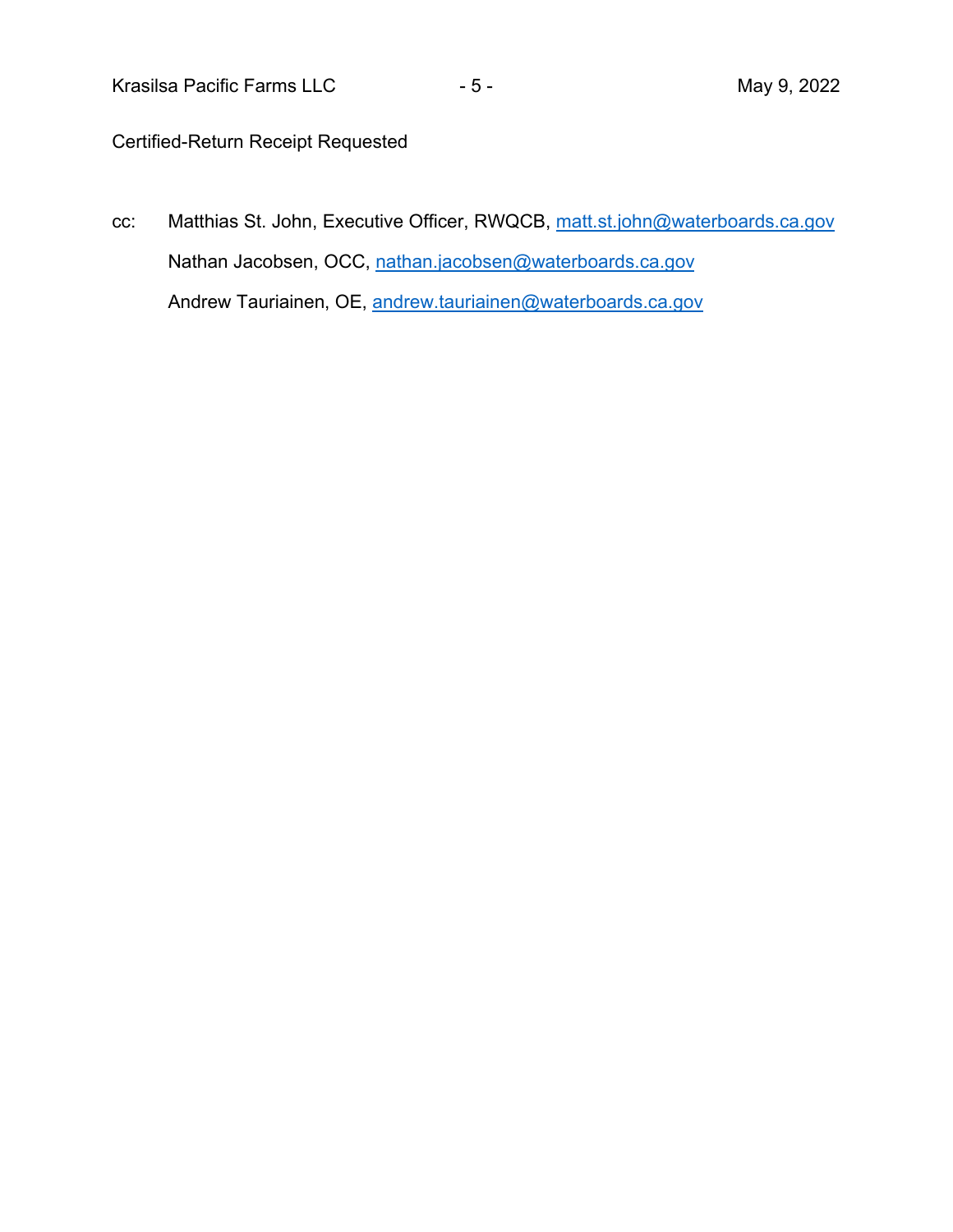Certified-Return Receipt Requested

cc: Matthias St. John, Executive Officer, RWQCB, matt.st.john@waterboards.ca.gov

Nathan Jacobsen, OCC, nathan.jacobsen@waterboards.ca.gov

Andrew Tauriainen, OE, andrew.tauriainen@waterboards.ca.gov